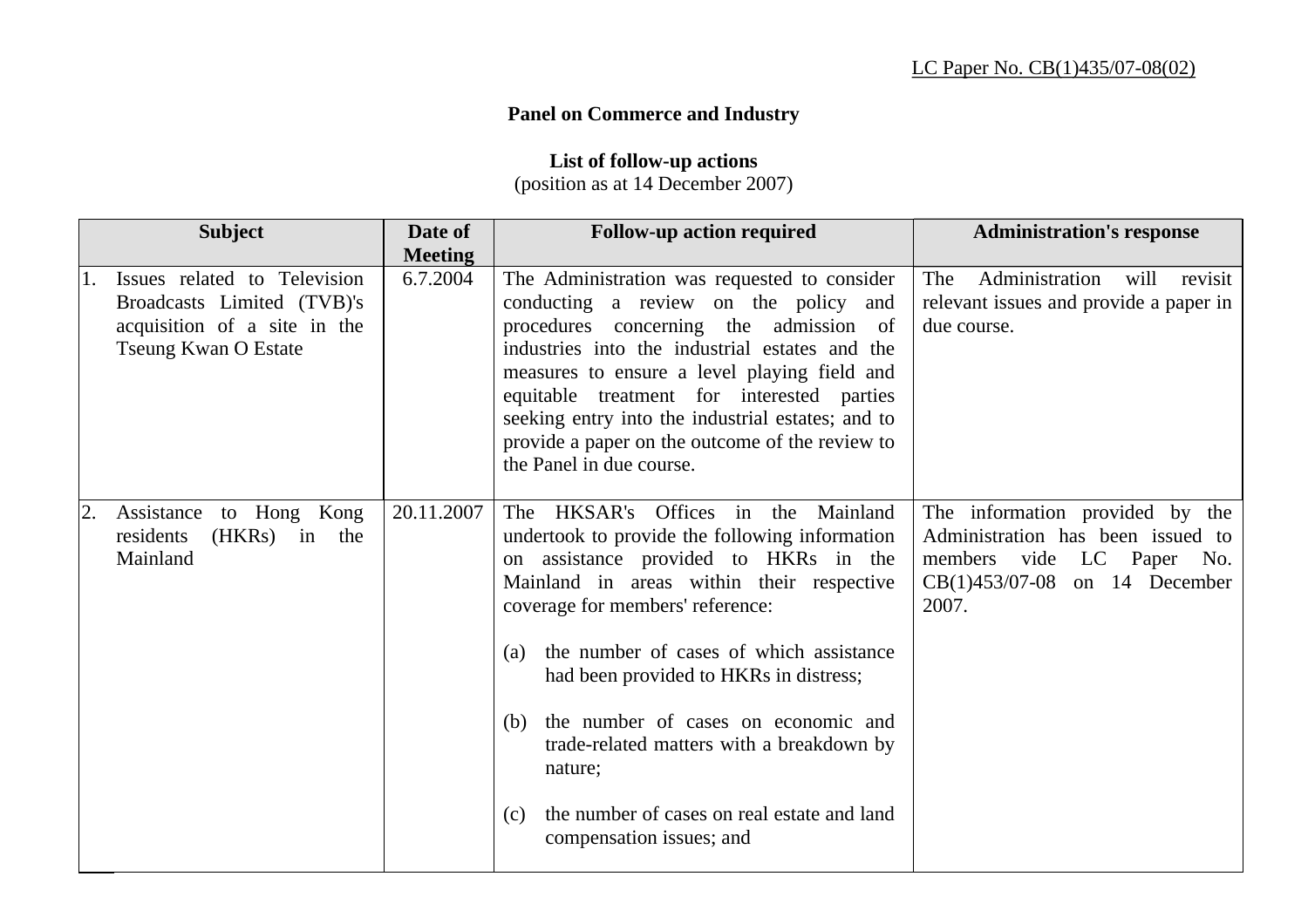LC Paper No. CB(1)435/07-08(02)

**Panel on Commerce and Industry**

**List of follow-up actions**
(position as at 14 December 2007)

| Subject | Date of Meeting | Follow-up action required | Administration's response |
|---|---|---|---|
| 1. Issues related to Television Broadcasts Limited (TVB)'s acquisition of a site in the Tseung Kwan O Estate | 6.7.2004 | The Administration was requested to consider conducting a review on the policy and procedures concerning the admission of industries into the industrial estates and the measures to ensure a level playing field and equitable treatment for interested parties seeking entry into the industrial estates; and to provide a paper on the outcome of the review to the Panel in due course. | The Administration will revisit relevant issues and provide a paper in due course. |
| 2. Assistance to Hong Kong residents (HKRs) in the Mainland | 20.11.2007 | The HKSAR's Offices in the Mainland undertook to provide the following information on assistance provided to HKRs in the Mainland in areas within their respective coverage for members' reference: <br><br> (a) the number of cases of which assistance had been provided to HKRs in distress; <br><br> (b) the number of cases on economic and trade-related matters with a breakdown by nature; <br><br> (c) the number of cases on real estate and land compensation issues; and | The information provided by the Administration has been issued to members vide LC Paper No. CB(1)453/07-08 on 14 December 2007. |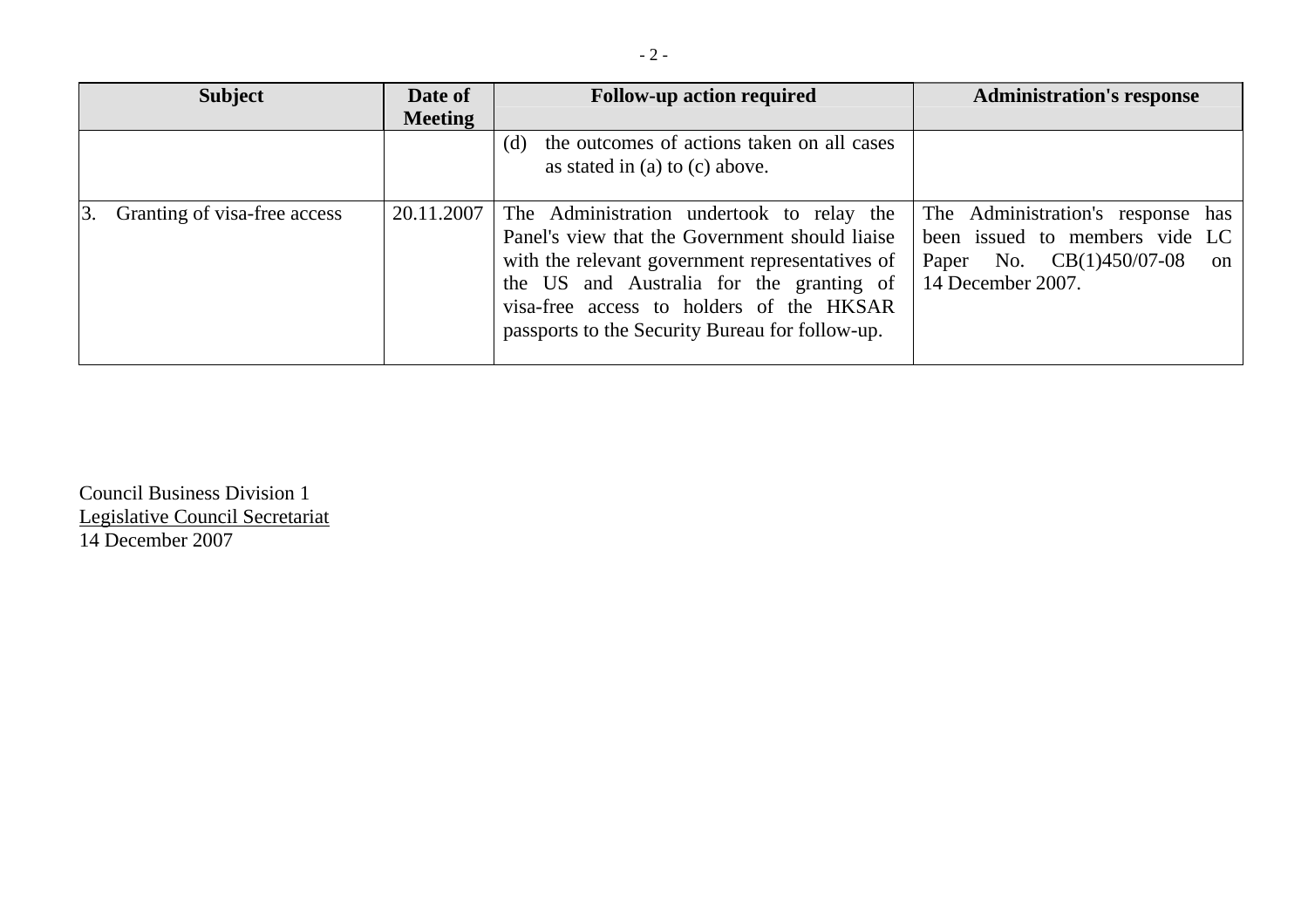| Subject | Date of Meeting | Follow-up action required | Administration's response |
| --- | --- | --- | --- |
| | | (d) the outcomes of actions taken on all cases as stated in (a) to (c) above. | |
| 3. Granting of visa-free access | 20.11.2007 | The Administration undertook to relay the Panel's view that the Government should liaise with the relevant government representatives of the US and Australia for the granting of visa-free access to holders of the HKSAR passports to the Security Bureau for follow-up. | The Administration's response has been issued to members vide LC Paper No. CB(1)450/07-08 on 14 December 2007. |

Council Business Division 1
Legislative Council Secretariat
14 December 2007